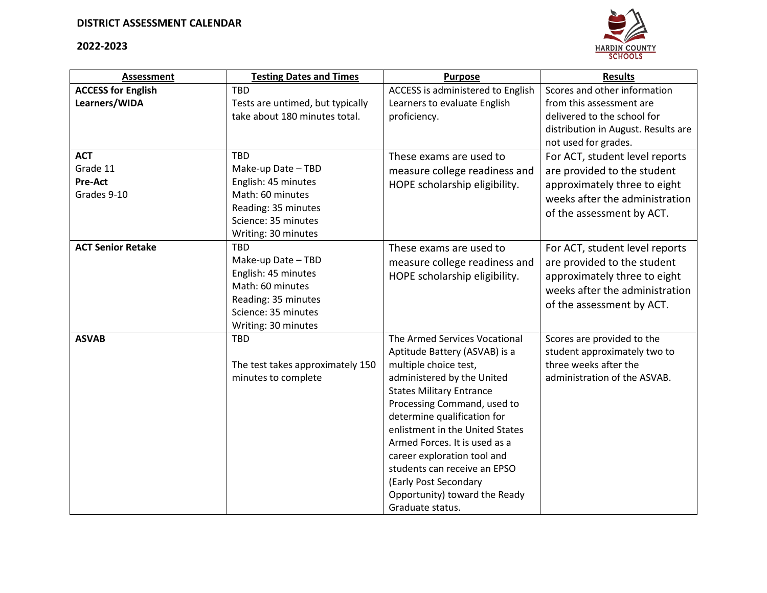# DISTRICT ASSESSMENT CALENDAR

## 2022-2023

HARDIN COUNTY SCHOOLS

| Assessment | Testing Dates and Times | Purpose | Results |
|---|---|---|---|
| **ACCESS for English Learners/WIDA** | TBD<br>Tests are untimed, but typically take about 180 minutes total. | ACCESS is administered to English Learners to evaluate English proficiency. | Scores and other information from this assessment are delivered to the school for distribution in August. Results are not used for grades. |
| **ACT**<br>Grade 11<br>**Pre-Act**<br>Grades 9-10 | TBD<br>Make-up Date – TBD<br>English: 45 minutes<br>Math: 60 minutes<br>Reading: 35 minutes<br>Science: 35 minutes<br>Writing: 30 minutes | These exams are used to measure college readiness and HOPE scholarship eligibility. | For ACT, student level reports are provided to the student approximately three to eight weeks after the administration of the assessment by ACT. |
| **ACT Senior Retake** | TBD<br>Make-up Date – TBD<br>English: 45 minutes<br>Math: 60 minutes<br>Reading: 35 minutes<br>Science: 35 minutes<br>Writing: 30 minutes | These exams are used to measure college readiness and HOPE scholarship eligibility. | For ACT, student level reports are provided to the student approximately three to eight weeks after the administration of the assessment by ACT. |
| **ASVAB** | TBD<br><br>The test takes approximately 150 minutes to complete | The Armed Services Vocational Aptitude Battery (ASVAB) is a multiple choice test, administered by the United States Military Entrance Processing Command, used to determine qualification for enlistment in the United States Armed Forces. It is used as a career exploration tool and students can receive an EPSO (Early Post Secondary Opportunity) toward the Ready Graduate status. | Scores are provided to the student approximately two to three weeks after the administration of the ASVAB. |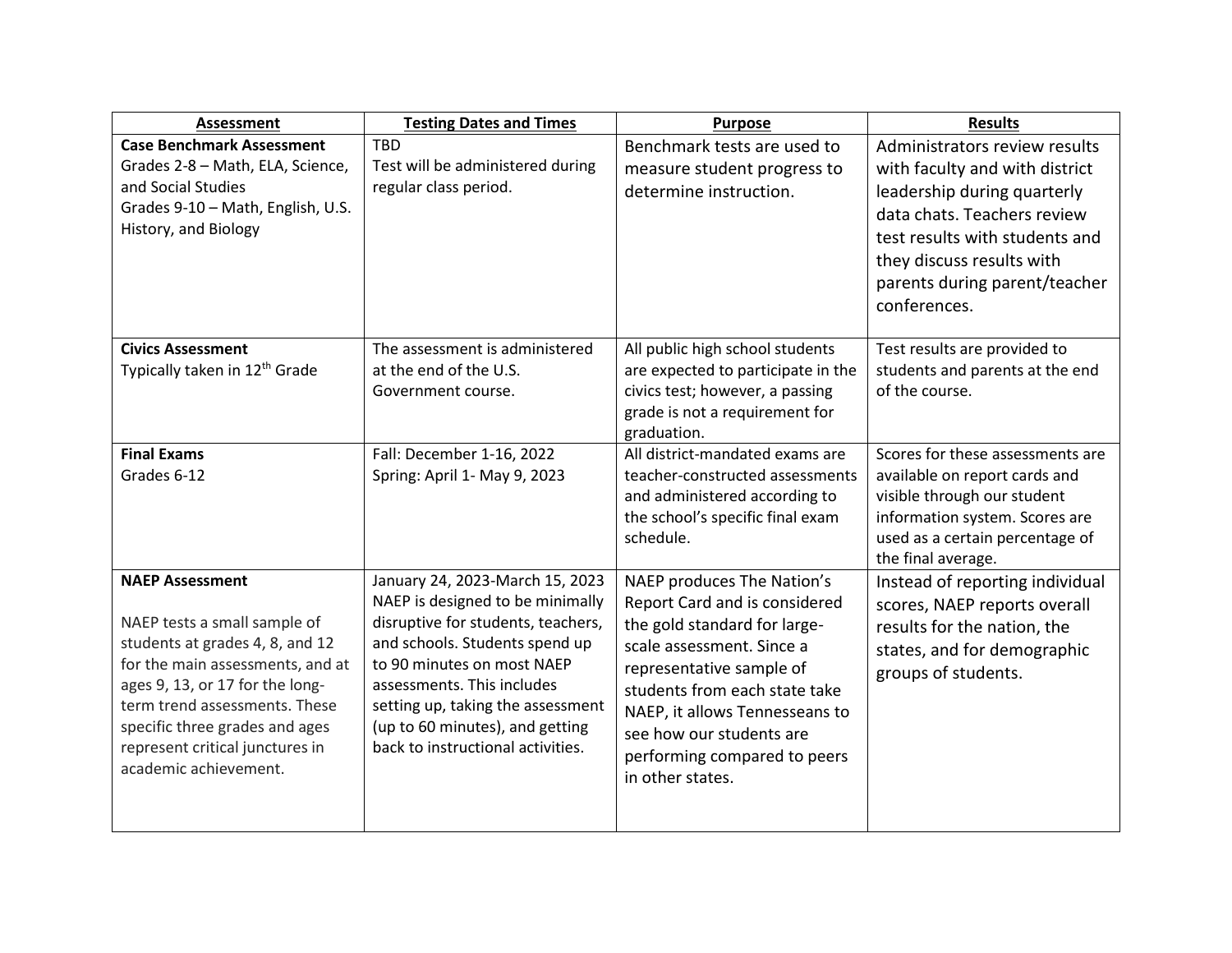| Assessment | Testing Dates and Times | Purpose | Results |
|---|---|---|---|
| **Case Benchmark Assessment**<br>Grades 2-8 – Math, ELA, Science, and Social Studies<br>Grades 9-10 – Math, English, U.S. History, and Biology | TBD<br>Test will be administered during regular class period. | Benchmark tests are used to measure student progress to determine instruction. | Administrators review results with faculty and with district leadership during quarterly data chats. Teachers review test results with students and they discuss results with parents during parent/teacher conferences. |
| **Civics Assessment**<br>Typically taken in 12th Grade | The assessment is administered at the end of the U.S. Government course. | All public high school students are expected to participate in the civics test; however, a passing grade is not a requirement for graduation. | Test results are provided to students and parents at the end of the course. |
| **Final Exams**<br>Grades 6-12 | Fall: December 1-16, 2022<br>Spring: April 1- May 9, 2023 | All district-mandated exams are teacher-constructed assessments and administered according to the school's specific final exam schedule. | Scores for these assessments are available on report cards and visible through our student information system. Scores are used as a certain percentage of the final average. |
| **NAEP Assessment**<br><br>NAEP tests a small sample of students at grades 4, 8, and 12 for the main assessments, and at ages 9, 13, or 17 for the long-term trend assessments. These specific three grades and ages represent critical junctures in academic achievement. | January 24, 2023-March 15, 2023<br>NAEP is designed to be minimally disruptive for students, teachers, and schools. Students spend up to 90 minutes on most NAEP assessments. This includes setting up, taking the assessment (up to 60 minutes), and getting back to instructional activities. | NAEP produces The Nation's Report Card and is considered the gold standard for large-scale assessment. Since a representative sample of students from each state take NAEP, it allows Tennesseans to see how our students are performing compared to peers in other states. | Instead of reporting individual scores, NAEP reports overall results for the nation, the states, and for demographic groups of students. |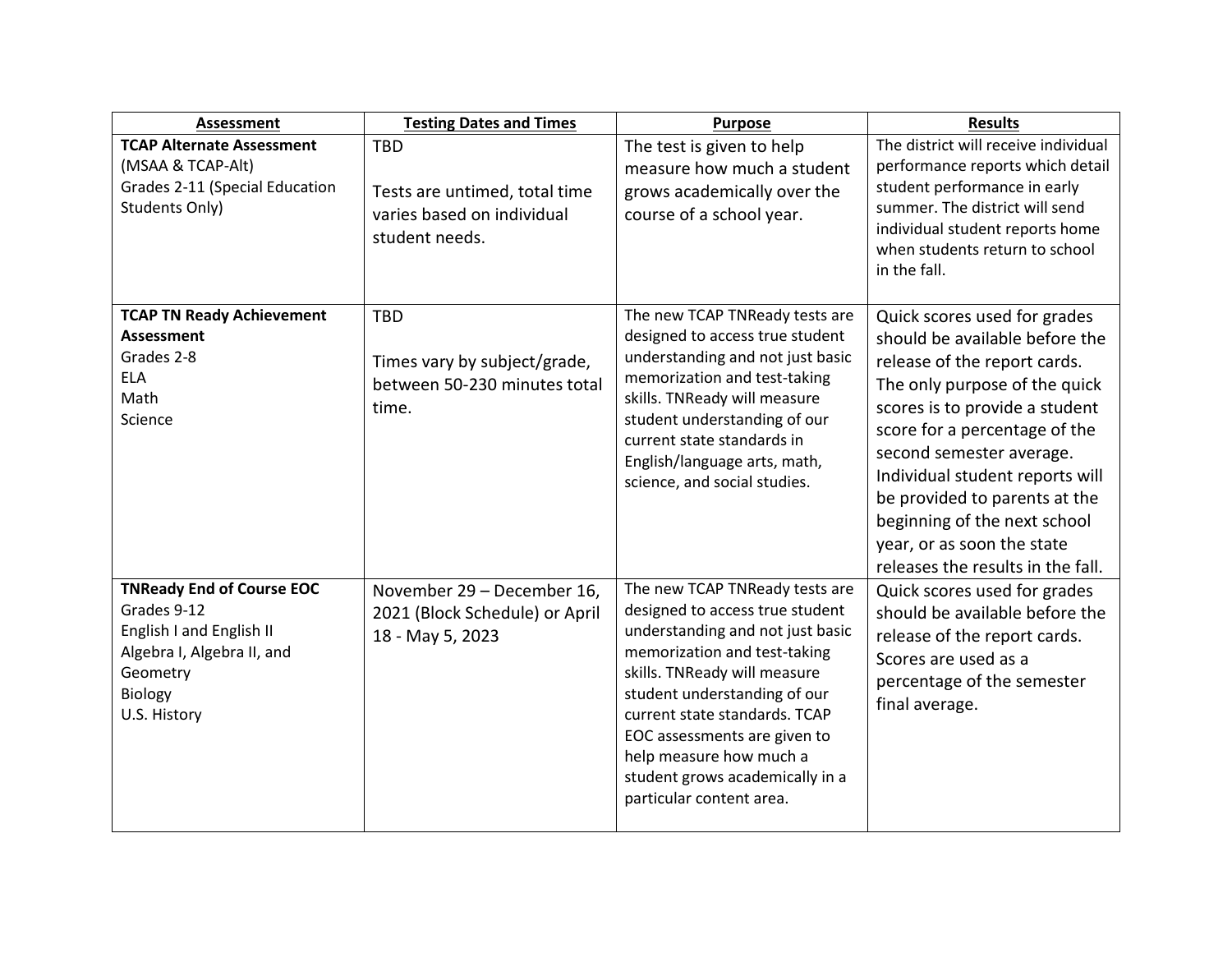| Assessment | Testing Dates and Times | Purpose | Results |
|---|---|---|---|
| **TCAP Alternate Assessment** (MSAA & TCAP-Alt) Grades 2-11 (Special Education Students Only) | TBD<br><br>Tests are untimed, total time varies based on individual student needs. | The test is given to help measure how much a student grows academically over the course of a school year. | The district will receive individual performance reports which detail student performance in early summer. The district will send individual student reports home when students return to school in the fall. |
| **TCAP TN Ready Achievement Assessment** Grades 2-8 ELA Math Science | TBD<br><br>Times vary by subject/grade, between 50-230 minutes total time. | The new TCAP TNReady tests are designed to access true student understanding and not just basic memorization and test-taking skills. TNReady will measure student understanding of our current state standards in English/language arts, math, science, and social studies. | Quick scores used for grades should be available before the release of the report cards. The only purpose of the quick scores is to provide a student score for a percentage of the second semester average. Individual student reports will be provided to parents at the beginning of the next school year, or as soon the state releases the results in the fall. |
| **TNReady End of Course EOC** Grades 9-12 English I and English II Algebra I, Algebra II, and Geometry Biology U.S. History | November 29 – December 16, 2021 (Block Schedule) or April 18 - May 5, 2023 | The new TCAP TNReady tests are designed to access true student understanding and not just basic memorization and test-taking skills. TNReady will measure student understanding of our current state standards. TCAP EOC assessments are given to help measure how much a student grows academically in a particular content area. | Quick scores used for grades should be available before the release of the report cards. Scores are used as a percentage of the semester final average. |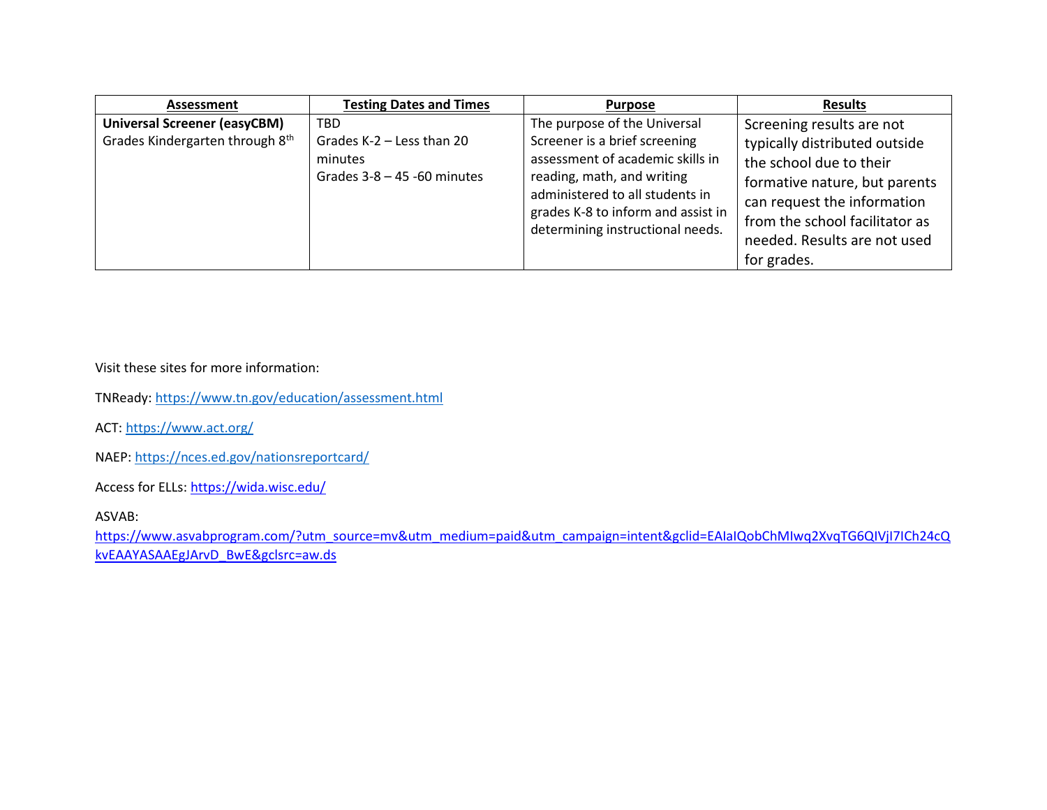| Assessment | Testing Dates and Times | Purpose | Results |
| --- | --- | --- | --- |
| **Universal Screener (easyCBM)** Grades Kindergarten through 8th | TBD Grades K-2 – Less than 20 minutes Grades 3-8 – 45 -60 minutes | The purpose of the Universal Screener is a brief screening assessment of academic skills in reading, math, and writing administered to all students in grades K-8 to inform and assist in determining instructional needs. | Screening results are not typically distributed outside the school due to their formative nature, but parents can request the information from the school facilitator as needed. Results are not used for grades. |

Visit these sites for more information:

TNReady: https://www.tn.gov/education/assessment.html

ACT: https://www.act.org/

NAEP: https://nces.ed.gov/nationsreportcard/

Access for ELLs: https://wida.wisc.edu/

ASVAB:
https://www.asvabprogram.com/?utm_source=mv&utm_medium=paid&utm_campaign=intent&gclid=EAIaIQobChMIwq2XvqTG6QIVjI7ICh24cQkvEAAYASAAEgJArvD_BwE&gclsrc=aw.ds